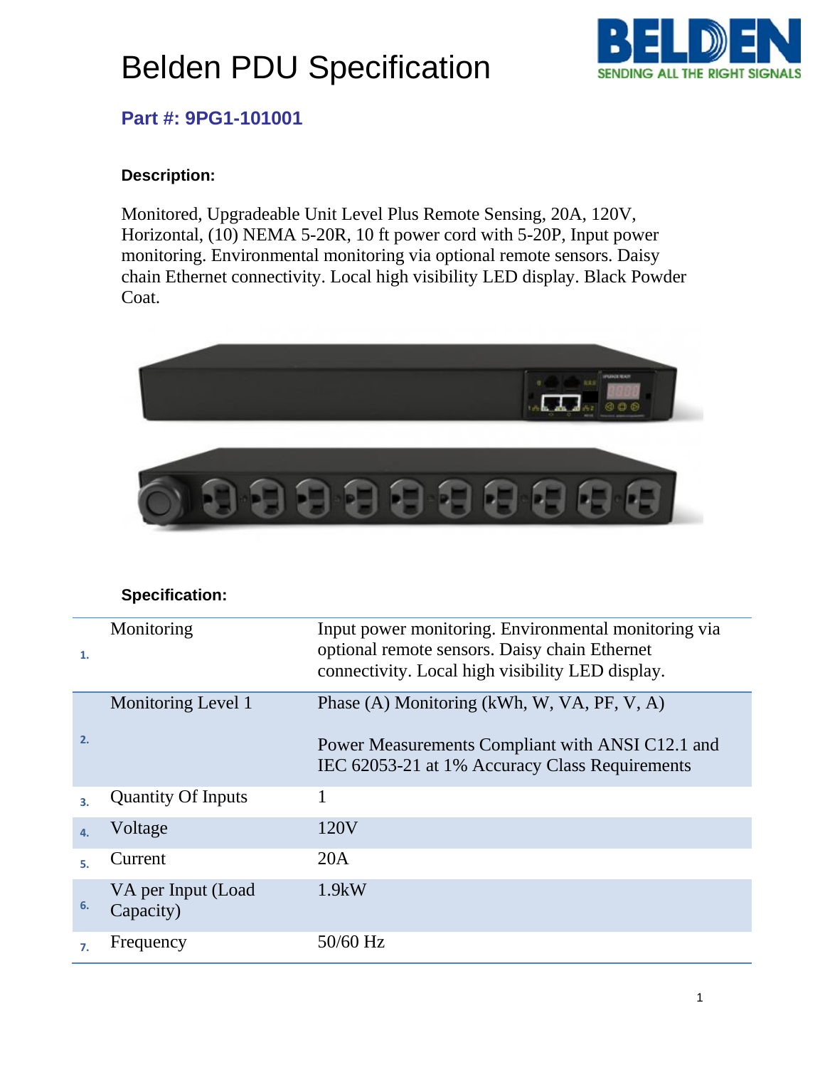# Belden PDU Specification

## Part #: 9PG1-101001

**Description:**

Monitored, Upgradeable Unit Level Plus Remote Sensing, 20A, 120V, Horizontal, (10) NEMA 5-20R, 10 ft power cord with 5-20P, Input power monitoring. Environmental monitoring via optional remote sensors. Daisy chain Ethernet connectivity. Local high visibility LED display. Black Powder Coat.

**Specification:**

| | | |
|---|---|---|
| 1. | Monitoring | Input power monitoring. Environmental monitoring via optional remote sensors. Daisy chain Ethernet connectivity. Local high visibility LED display. |
| 2. | Monitoring Level 1 | Phase (A) Monitoring (kWh, W, VA, PF, V, A)<br><br>Power Measurements Compliant with ANSI C12.1 and IEC 62053-21 at 1% Accuracy Class Requirements |
| 3. | Quantity Of Inputs | 1 |
| 4. | Voltage | 120V |
| 5. | Current | 20A |
| 6. | VA per Input (Load Capacity) | 1.9kW |
| 7. | Frequency | 50/60 Hz |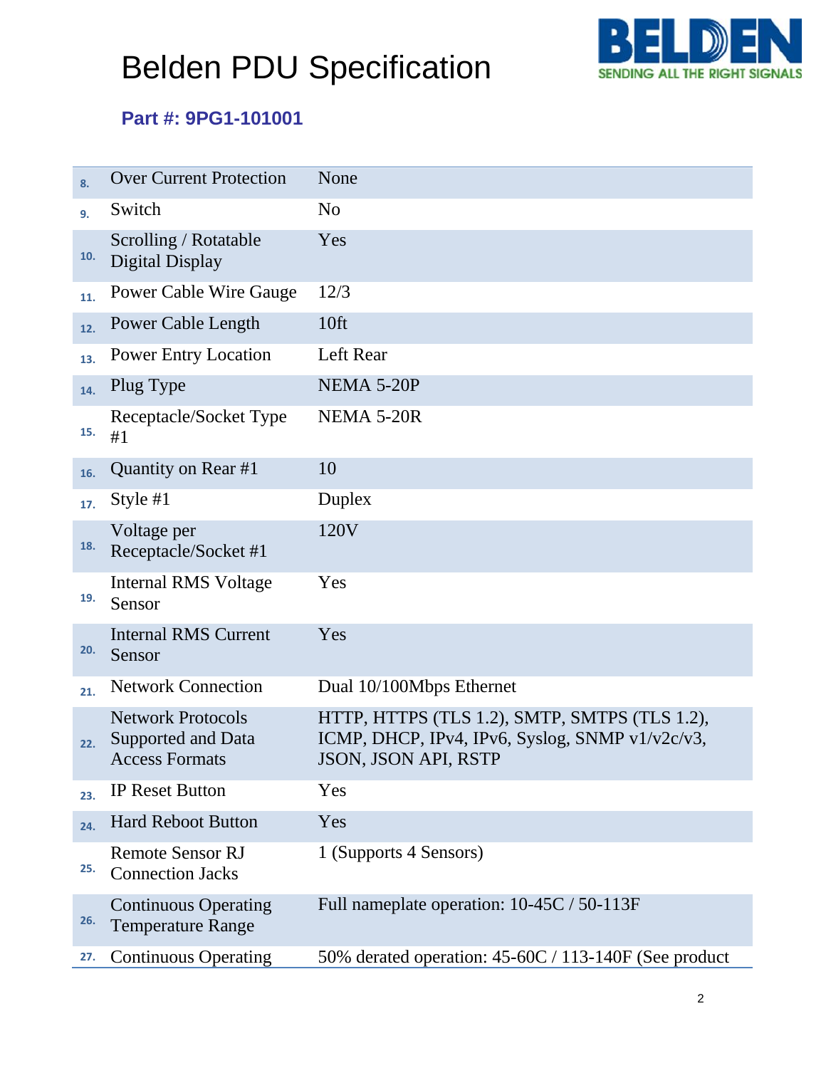# Belden PDU Specification

**Part #: 9PG1-101001**

| | | |
|---|---|---|
| 8. | Over Current Protection | None |
| 9. | Switch | No |
| 10. | Scrolling / Rotatable Digital Display | Yes |
| 11. | Power Cable Wire Gauge | 12/3 |
| 12. | Power Cable Length | 10ft |
| 13. | Power Entry Location | Left Rear |
| 14. | Plug Type | NEMA 5-20P |
| 15. | Receptacle/Socket Type #1 | NEMA 5-20R |
| 16. | Quantity on Rear #1 | 10 |
| 17. | Style #1 | Duplex |
| 18. | Voltage per Receptacle/Socket #1 | 120V |
| 19. | Internal RMS Voltage Sensor | Yes |
| 20. | Internal RMS Current Sensor | Yes |
| 21. | Network Connection | Dual 10/100Mbps Ethernet |
| 22. | Network Protocols Supported and Data Access Formats | HTTP, HTTPS (TLS 1.2), SMTP, SMTPS (TLS 1.2), ICMP, DHCP, IPv4, IPv6, Syslog, SNMP v1/v2c/v3, JSON, JSON API, RSTP |
| 23. | IP Reset Button | Yes |
| 24. | Hard Reboot Button | Yes |
| 25. | Remote Sensor RJ Connection Jacks | 1 (Supports 4 Sensors) |
| 26. | Continuous Operating Temperature Range | Full nameplate operation: 10-45C / 50-113F |
| 27. | Continuous Operating | 50% derated operation: 45-60C / 113-140F (See product |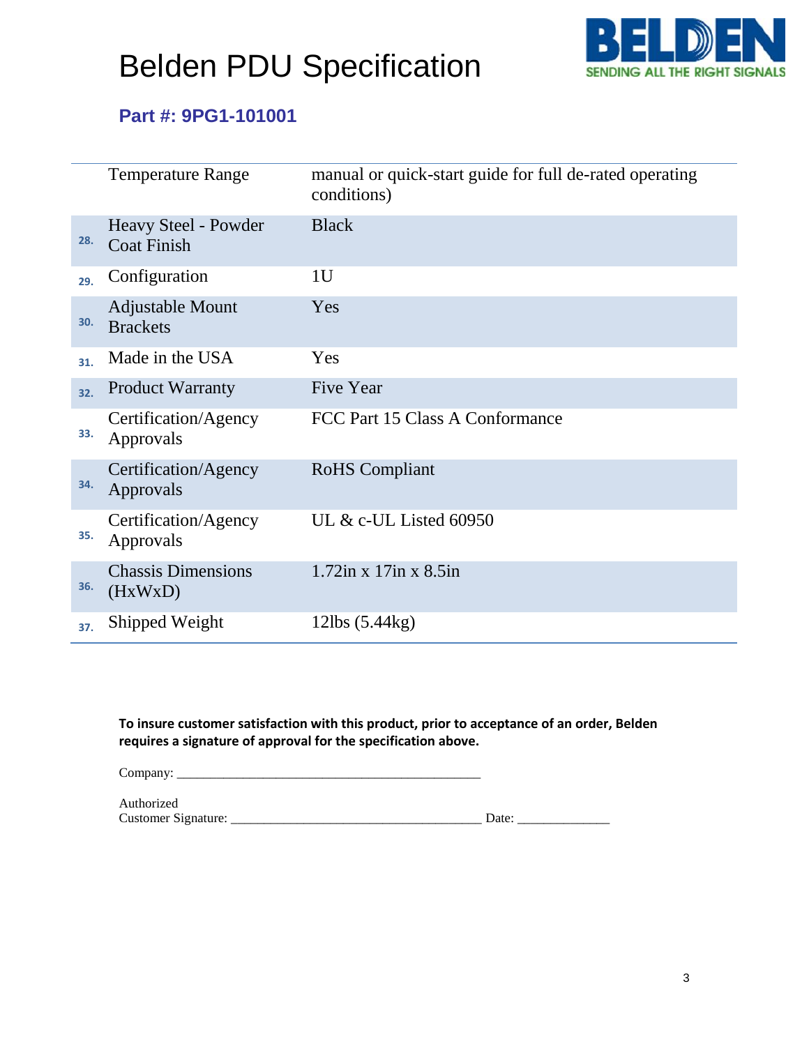# Belden PDU Specification

## Part #: 9PG1-101001

| | | |
|---|---|---|
| | Temperature Range | manual or quick-start guide for full de-rated operating conditions) |
| 28. | Heavy Steel - Powder Coat Finish | Black |
| 29. | Configuration | 1U |
| 30. | Adjustable Mount Brackets | Yes |
| 31. | Made in the USA | Yes |
| 32. | Product Warranty | Five Year |
| 33. | Certification/Agency Approvals | FCC Part 15 Class A Conformance |
| 34. | Certification/Agency Approvals | RoHS Compliant |
| 35. | Certification/Agency Approvals | UL & c-UL Listed 60950 |
| 36. | Chassis Dimensions (HxWxD) | 1.72in x 17in x 8.5in |
| 37. | Shipped Weight | 12lbs (5.44kg) |

**To insure customer satisfaction with this product, prior to acceptance of an order, Belden requires a signature of approval for the specification above.**

Company: _______________________________________________

Authorized
Customer Signature: _______________________________________ Date: ______________